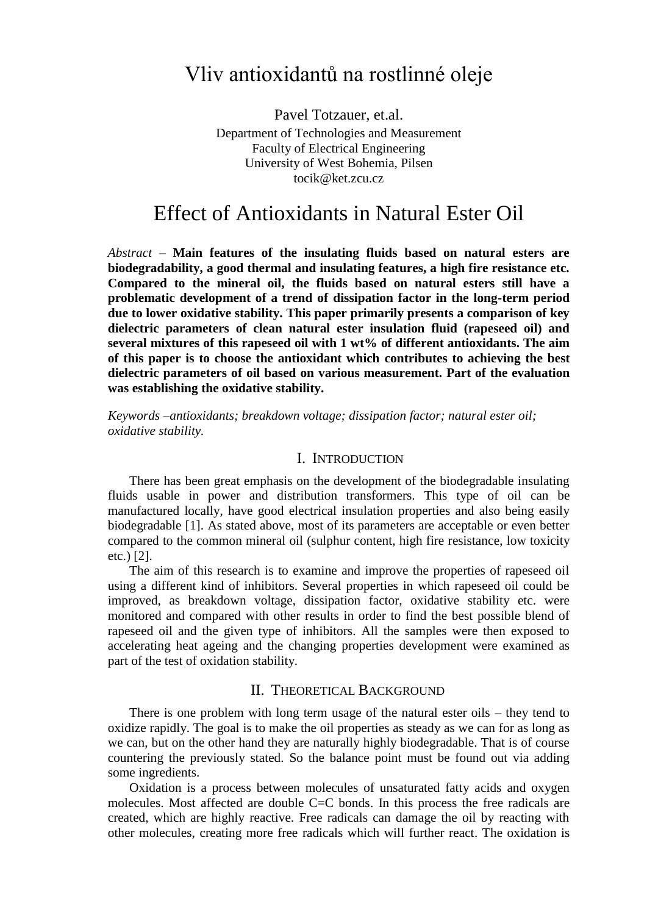# Vliv antioxidantů na rostlinné oleje

Pavel Totzauer, et.al.
Department of Technologies and Measurement
Faculty of Electrical Engineering
University of West Bohemia, Pilsen
tocik@ket.zcu.cz

# Effect of Antioxidants in Natural Ester Oil

*Abstract* – **Main features of the insulating fluids based on natural esters are biodegradability, a good thermal and insulating features, a high fire resistance etc. Compared to the mineral oil, the fluids based on natural esters still have a problematic development of a trend of dissipation factor in the long-term period due to lower oxidative stability. This paper primarily presents a comparison of key dielectric parameters of clean natural ester insulation fluid (rapeseed oil) and several mixtures of this rapeseed oil with 1 wt% of different antioxidants. The aim of this paper is to choose the antioxidant which contributes to achieving the best dielectric parameters of oil based on various measurement. Part of the evaluation was establishing the oxidative stability.**

*Keywords –antioxidants; breakdown voltage; dissipation factor; natural ester oil; oxidative stability.*

## I. Introduction

There has been great emphasis on the development of the biodegradable insulating fluids usable in power and distribution transformers. This type of oil can be manufactured locally, have good electrical insulation properties and also being easily biodegradable [1]. As stated above, most of its parameters are acceptable or even better compared to the common mineral oil (sulphur content, high fire resistance, low toxicity etc.) [2].

The aim of this research is to examine and improve the properties of rapeseed oil using a different kind of inhibitors. Several properties in which rapeseed oil could be improved, as breakdown voltage, dissipation factor, oxidative stability etc. were monitored and compared with other results in order to find the best possible blend of rapeseed oil and the given type of inhibitors. All the samples were then exposed to accelerating heat ageing and the changing properties development were examined as part of the test of oxidation stability.

## II. Theoretical Background

There is one problem with long term usage of the natural ester oils – they tend to oxidize rapidly. The goal is to make the oil properties as steady as we can for as long as we can, but on the other hand they are naturally highly biodegradable. That is of course countering the previously stated. So the balance point must be found out via adding some ingredients.

Oxidation is a process between molecules of unsaturated fatty acids and oxygen molecules. Most affected are double C=C bonds. In this process the free radicals are created, which are highly reactive. Free radicals can damage the oil by reacting with other molecules, creating more free radicals which will further react. The oxidation is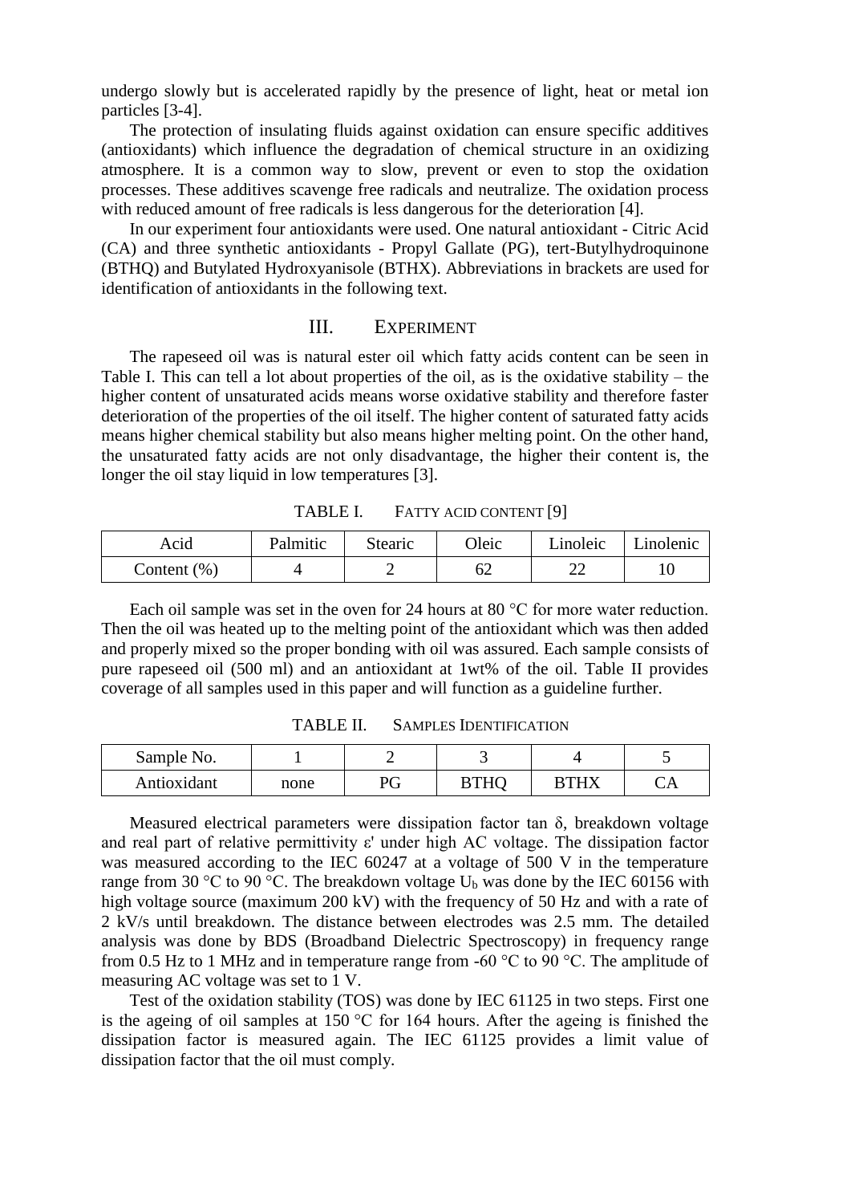undergo slowly but is accelerated rapidly by the presence of light, heat or metal ion particles [3-4].

The protection of insulating fluids against oxidation can ensure specific additives (antioxidants) which influence the degradation of chemical structure in an oxidizing atmosphere. It is a common way to slow, prevent or even to stop the oxidation processes. These additives scavenge free radicals and neutralize. The oxidation process with reduced amount of free radicals is less dangerous for the deterioration [4].

In our experiment four antioxidants were used. One natural antioxidant - Citric Acid (CA) and three synthetic antioxidants - Propyl Gallate (PG), tert-Butylhydroquinone (BTHQ) and Butylated Hydroxyanisole (BTHX). Abbreviations in brackets are used for identification of antioxidants in the following text.

## III. Experiment

The rapeseed oil was is natural ester oil which fatty acids content can be seen in Table I. This can tell a lot about properties of the oil, as is the oxidative stability – the higher content of unsaturated acids means worse oxidative stability and therefore faster deterioration of the properties of the oil itself. The higher content of saturated fatty acids means higher chemical stability but also means higher melting point. On the other hand, the unsaturated fatty acids are not only disadvantage, the higher their content is, the longer the oil stay liquid in low temperatures [3].

TABLE I. Fatty acid content [9]

| Acid | Palmitic | Stearic | Oleic | Linoleic | Linolenic |
|---|---|---|---|---|---|
| Content (%) | 4 | 2 | 62 | 22 | 10 |

Each oil sample was set in the oven for 24 hours at 80 °C for more water reduction. Then the oil was heated up to the melting point of the antioxidant which was then added and properly mixed so the proper bonding with oil was assured. Each sample consists of pure rapeseed oil (500 ml) and an antioxidant at 1wt% of the oil. Table II provides coverage of all samples used in this paper and will function as a guideline further.

TABLE II. Samples Identification

| Sample No. | 1 | 2 | 3 | 4 | 5 |
|---|---|---|---|---|---|
| Antioxidant | none | PG | BTHQ | BTHX | CA |

Measured electrical parameters were dissipation factor tan $\delta$, breakdown voltage and real part of relative permittivity $\varepsilon'$ under high AC voltage. The dissipation factor was measured according to the IEC 60247 at a voltage of 500 V in the temperature range from 30 °C to 90 °C. The breakdown voltage $U_b$ was done by the IEC 60156 with high voltage source (maximum 200 kV) with the frequency of 50 Hz and with a rate of 2 kV/s until breakdown. The distance between electrodes was 2.5 mm. The detailed analysis was done by BDS (Broadband Dielectric Spectroscopy) in frequency range from 0.5 Hz to 1 MHz and in temperature range from -60 °C to 90 °C. The amplitude of measuring AC voltage was set to 1 V.

Test of the oxidation stability (TOS) was done by IEC 61125 in two steps. First one is the ageing of oil samples at 150 °C for 164 hours. After the ageing is finished the dissipation factor is measured again. The IEC 61125 provides a limit value of dissipation factor that the oil must comply.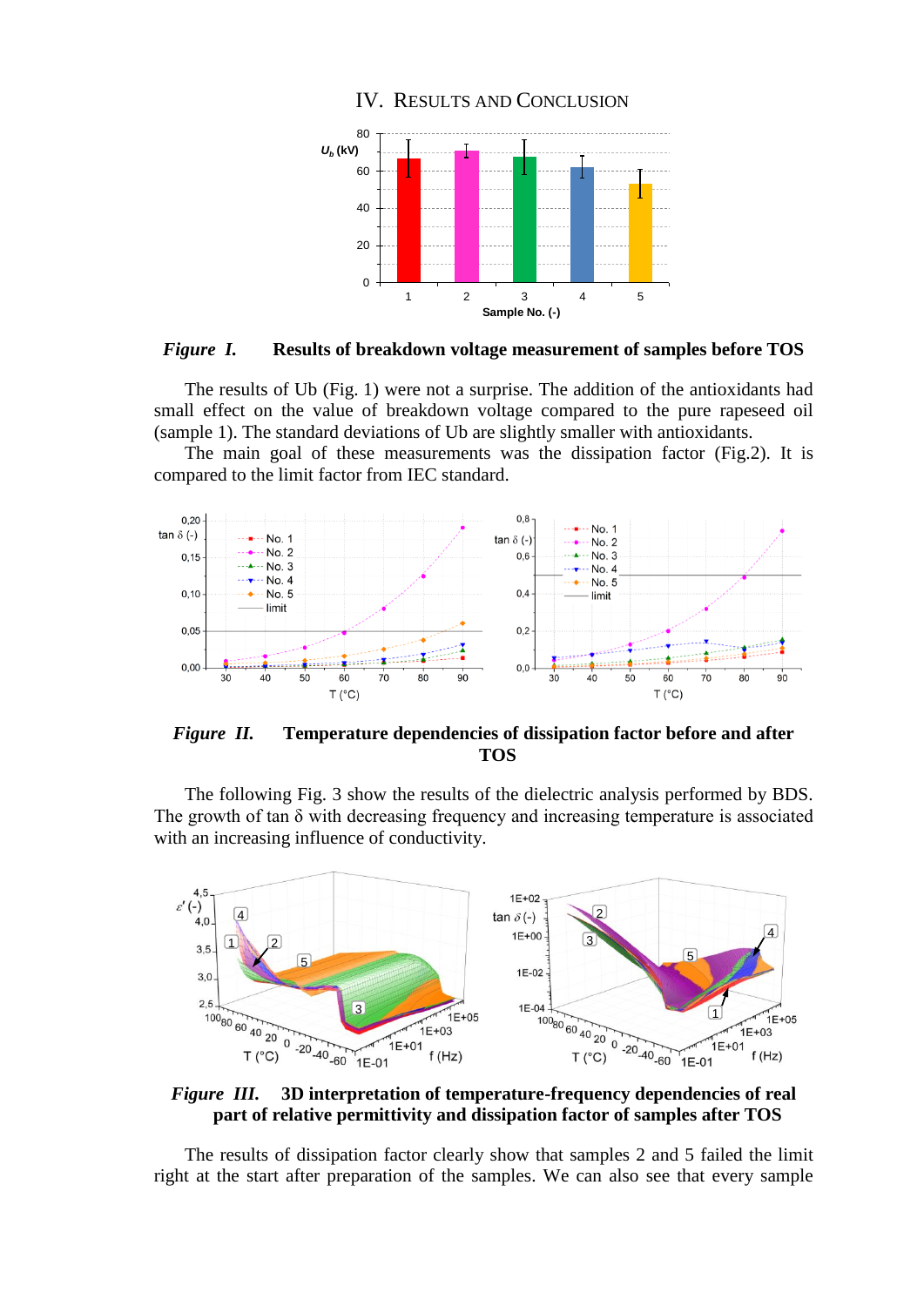## IV. Results and Conclusion

*Figure I.* **Results of breakdown voltage measurement of samples before TOS**

The results of Ub (Fig. 1) were not a surprise. The addition of the antioxidants had small effect on the value of breakdown voltage compared to the pure rapeseed oil (sample 1). The standard deviations of Ub are slightly smaller with antioxidants.

The main goal of these measurements was the dissipation factor (Fig.2). It is compared to the limit factor from IEC standard.

*Figure II.* **Temperature dependencies of dissipation factor before and after TOS**

The following Fig. 3 show the results of the dielectric analysis performed by BDS. The growth of tan δ with decreasing frequency and increasing temperature is associated with an increasing influence of conductivity.

*Figure III.* **3D interpretation of temperature-frequency dependencies of real part of relative permittivity and dissipation factor of samples after TOS**

The results of dissipation factor clearly show that samples 2 and 5 failed the limit right at the start after preparation of the samples. We can also see that every sample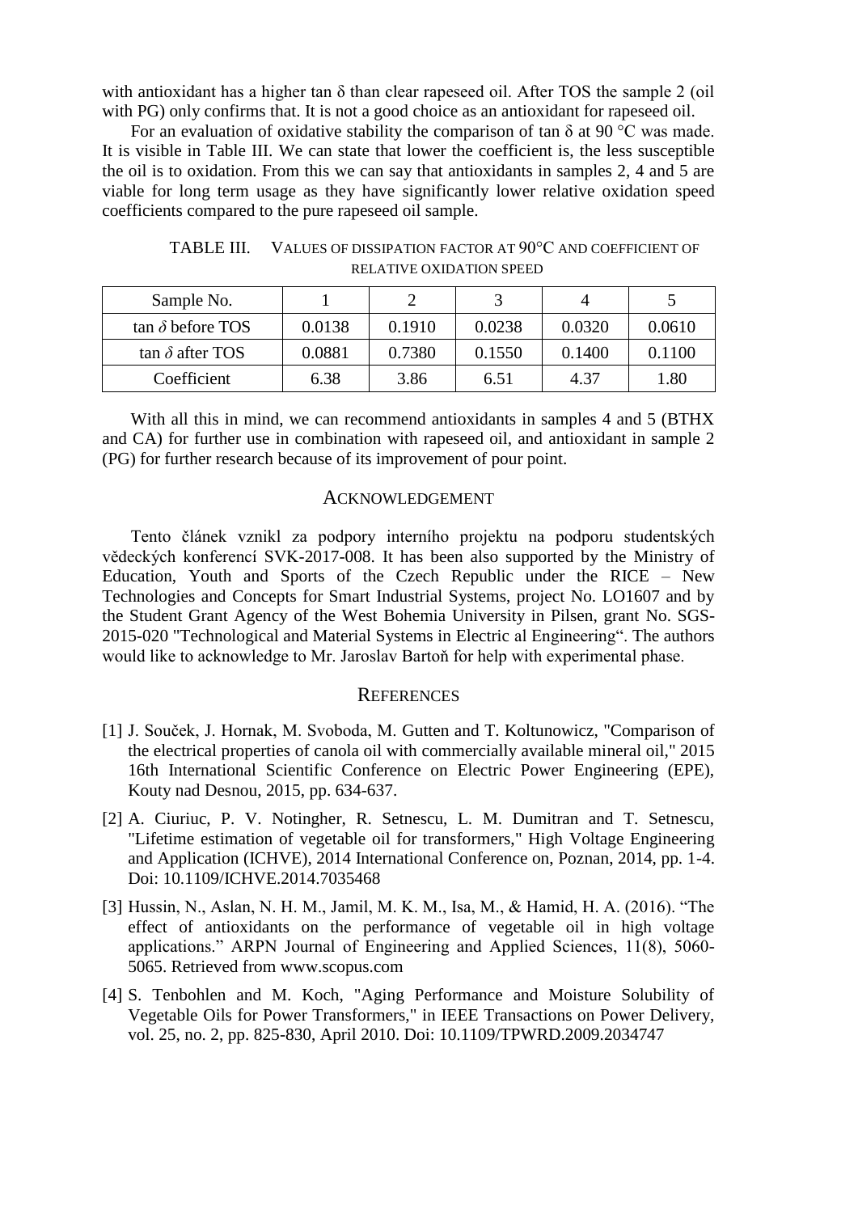with antioxidant has a higher tan δ than clear rapeseed oil. After TOS the sample 2 (oil with PG) only confirms that. It is not a good choice as an antioxidant for rapeseed oil.

For an evaluation of oxidative stability the comparison of tan δ at 90 °C was made. It is visible in Table III. We can state that lower the coefficient is, the less susceptible the oil is to oxidation. From this we can say that antioxidants in samples 2, 4 and 5 are viable for long term usage as they have significantly lower relative oxidation speed coefficients compared to the pure rapeseed oil sample.

TABLE III. VALUES OF DISSIPATION FACTOR AT 90°C AND COEFFICIENT OF RELATIVE OXIDATION SPEED

| Sample No. | 1 | 2 | 3 | 4 | 5 |
|---|---|---|---|---|---|
| tan $\delta$ before TOS | 0.0138 | 0.1910 | 0.0238 | 0.0320 | 0.0610 |
| tan $\delta$ after TOS | 0.0881 | 0.7380 | 0.1550 | 0.1400 | 0.1100 |
| Coefficient | 6.38 | 3.86 | 6.51 | 4.37 | 1.80 |

With all this in mind, we can recommend antioxidants in samples 4 and 5 (BTHX and CA) for further use in combination with rapeseed oil, and antioxidant in sample 2 (PG) for further research because of its improvement of pour point.

## ACKNOWLEDGEMENT

Tento článek vznikl za podpory interního projektu na podporu studentských vědeckých konferencí SVK-2017-008. It has been also supported by the Ministry of Education, Youth and Sports of the Czech Republic under the RICE – New Technologies and Concepts for Smart Industrial Systems, project No. LO1607 and by the Student Grant Agency of the West Bohemia University in Pilsen, grant No. SGS-2015-020 "Technological and Material Systems in Electric al Engineering". The authors would like to acknowledge to Mr. Jaroslav Bartoň for help with experimental phase.

## REFERENCES

[1] J. Souček, J. Hornak, M. Svoboda, M. Gutten and T. Koltunowicz, "Comparison of the electrical properties of canola oil with commercially available mineral oil," 2015 16th International Scientific Conference on Electric Power Engineering (EPE), Kouty nad Desnou, 2015, pp. 634-637.

[2] A. Ciuriuc, P. V. Notingher, R. Setnescu, L. M. Dumitran and T. Setnescu, "Lifetime estimation of vegetable oil for transformers," High Voltage Engineering and Application (ICHVE), 2014 International Conference on, Poznan, 2014, pp. 1-4. Doi: 10.1109/ICHVE.2014.7035468

[3] Hussin, N., Aslan, N. H. M., Jamil, M. K. M., Isa, M., & Hamid, H. A. (2016). "The effect of antioxidants on the performance of vegetable oil in high voltage applications." ARPN Journal of Engineering and Applied Sciences, 11(8), 5060-5065. Retrieved from www.scopus.com

[4] S. Tenbohlen and M. Koch, "Aging Performance and Moisture Solubility of Vegetable Oils for Power Transformers," in IEEE Transactions on Power Delivery, vol. 25, no. 2, pp. 825-830, April 2010. Doi: 10.1109/TPWRD.2009.2034747